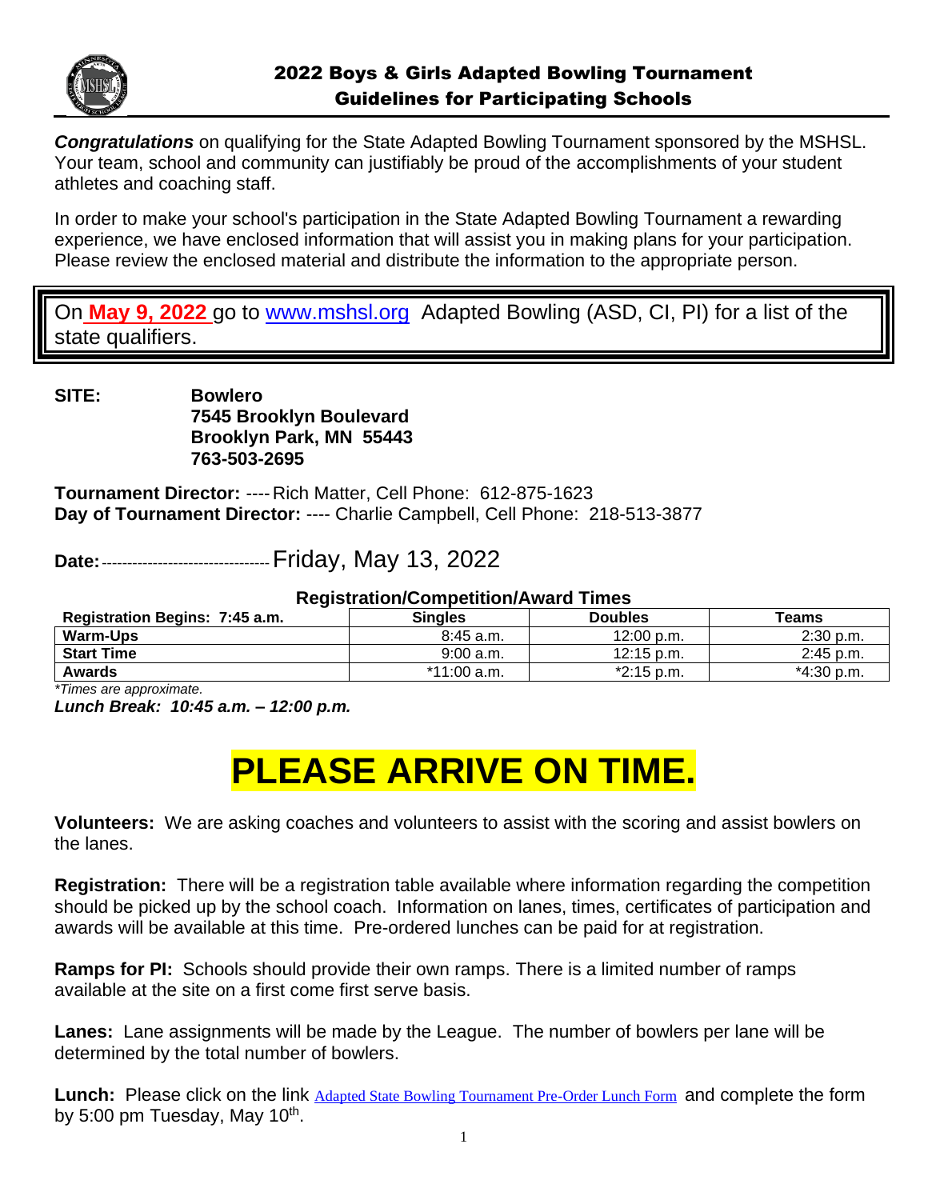# 2022 Boys & Girls Adapted Bowling Tournament
## Guidelines for Participating Schools

***Congratulations*** on qualifying for the State Adapted Bowling Tournament sponsored by the MSHSL. Your team, school and community can justifiably be proud of the accomplishments of your student athletes and coaching staff.

In order to make your school's participation in the State Adapted Bowling Tournament a rewarding experience, we have enclosed information that will assist you in making plans for your participation. Please review the enclosed material and distribute the information to the appropriate person.

On **May 9, 2022** go to www.mshsl.org Adapted Bowling (ASD, CI, PI) for a list of the state qualifiers.

**SITE:** **Bowlero**
**7545 Brooklyn Boulevard**
**Brooklyn Park, MN 55443**
**763-503-2695**

**Tournament Director:** ---- Rich Matter, Cell Phone: 612-875-1623
**Day of Tournament Director:** ---- Charlie Campbell, Cell Phone: 218-513-3877

**Date:** -------------------------------- Friday, May 13, 2022

**Registration/Competition/Award Times**

| Registration Begins: 7:45 a.m. | Singles | Doubles | Teams |
|---|---|---|---|
| **Warm-Ups** | 8:45 a.m. | 12:00 p.m. | 2:30 p.m. |
| **Start Time** | 9:00 a.m. | 12:15 p.m. | 2:45 p.m. |
| **Awards** | *11:00 a.m. | *2:15 p.m. | *4:30 p.m. |

*\*Times are approximate.*

***Lunch Break: 10:45 a.m. – 12:00 p.m.***

# PLEASE ARRIVE ON TIME.

**Volunteers:** We are asking coaches and volunteers to assist with the scoring and assist bowlers on the lanes.

**Registration:** There will be a registration table available where information regarding the competition should be picked up by the school coach. Information on lanes, times, certificates of participation and awards will be available at this time. Pre-ordered lunches can be paid for at registration.

**Ramps for PI:** Schools should provide their own ramps. There is a limited number of ramps available at the site on a first come first serve basis.

**Lanes:** Lane assignments will be made by the League. The number of bowlers per lane will be determined by the total number of bowlers.

**Lunch:** Please click on the link Adapted State Bowling Tournament Pre-Order Lunch Form and complete the form by 5:00 pm Tuesday, May 10th.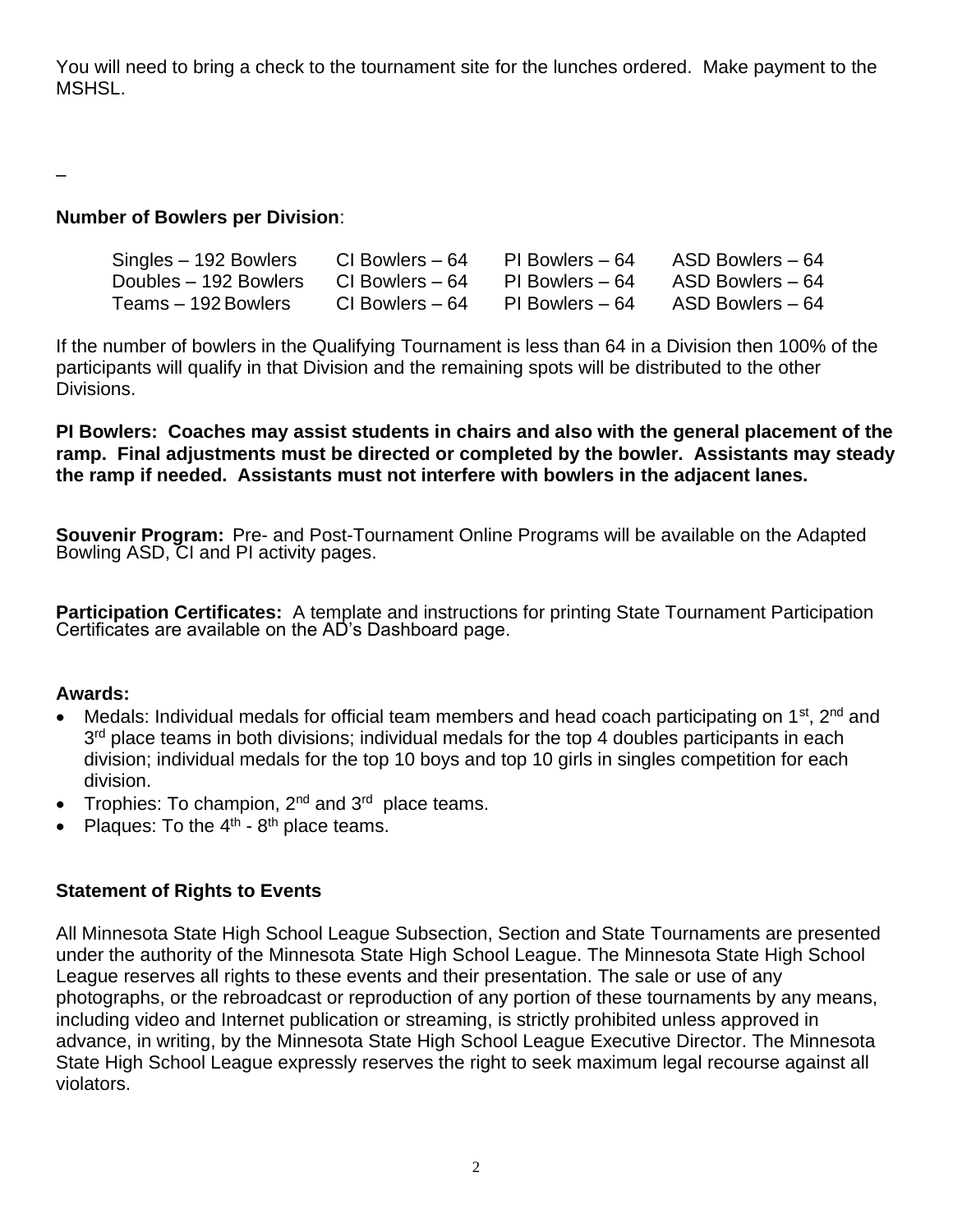You will need to bring a check to the tournament site for the lunches ordered. Make payment to the MSHSL.

_

**Number of Bowlers per Division**:

| | | | |
|---|---|---|---|
| Singles – 192 Bowlers | CI Bowlers – 64 | PI Bowlers – 64 | ASD Bowlers – 64 |
| Doubles – 192 Bowlers | CI Bowlers – 64 | PI Bowlers – 64 | ASD Bowlers – 64 |
| Teams – 192 Bowlers | CI Bowlers – 64 | PI Bowlers – 64 | ASD Bowlers – 64 |

If the number of bowlers in the Qualifying Tournament is less than 64 in a Division then 100% of the participants will qualify in that Division and the remaining spots will be distributed to the other Divisions.

**PI Bowlers: Coaches may assist students in chairs and also with the general placement of the ramp. Final adjustments must be directed or completed by the bowler. Assistants may steady the ramp if needed. Assistants must not interfere with bowlers in the adjacent lanes.**

**Souvenir Program:** Pre- and Post-Tournament Online Programs will be available on the Adapted Bowling ASD, CI and PI activity pages.

**Participation Certificates:** A template and instructions for printing State Tournament Participation Certificates are available on the AD's Dashboard page.

**Awards:**

- Medals: Individual medals for official team members and head coach participating on 1st, 2nd and 3rd place teams in both divisions; individual medals for the top 4 doubles participants in each division; individual medals for the top 10 boys and top 10 girls in singles competition for each division.
- Trophies: To champion, 2nd and 3rd place teams.
- Plaques: To the 4th - 8th place teams.

**Statement of Rights to Events**

All Minnesota State High School League Subsection, Section and State Tournaments are presented under the authority of the Minnesota State High School League. The Minnesota State High School League reserves all rights to these events and their presentation. The sale or use of any photographs, or the rebroadcast or reproduction of any portion of these tournaments by any means, including video and Internet publication or streaming, is strictly prohibited unless approved in advance, in writing, by the Minnesota State High School League Executive Director. The Minnesota State High School League expressly reserves the right to seek maximum legal recourse against all violators.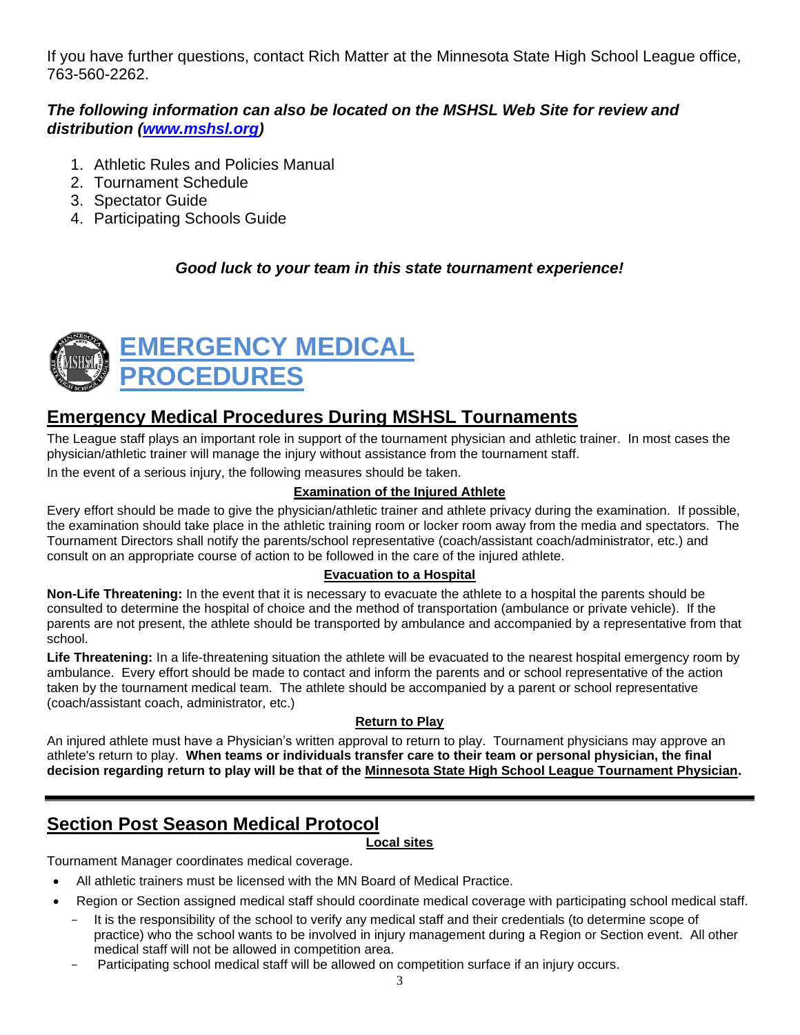If you have further questions, contact Rich Matter at the Minnesota State High School League office, 763-560-2262.

***The following information can also be located on the MSHSL Web Site for review and distribution ([www.mshsl.org](www.mshsl.org))***

1. Athletic Rules and Policies Manual
2. Tournament Schedule
3. Spectator Guide
4. Participating Schools Guide

***Good luck to your team in this state tournament experience!***

# EMERGENCY MEDICAL PROCEDURES

## Emergency Medical Procedures During MSHSL Tournaments

The League staff plays an important role in support of the tournament physician and athletic trainer. In most cases the physician/athletic trainer will manage the injury without assistance from the tournament staff.

In the event of a serious injury, the following measures should be taken.

### Examination of the Injured Athlete

Every effort should be made to give the physician/athletic trainer and athlete privacy during the examination. If possible, the examination should take place in the athletic training room or locker room away from the media and spectators. The Tournament Directors shall notify the parents/school representative (coach/assistant coach/administrator, etc.) and consult on an appropriate course of action to be followed in the care of the injured athlete.

### Evacuation to a Hospital

**Non-Life Threatening:** In the event that it is necessary to evacuate the athlete to a hospital the parents should be consulted to determine the hospital of choice and the method of transportation (ambulance or private vehicle). If the parents are not present, the athlete should be transported by ambulance and accompanied by a representative from that school.

**Life Threatening:** In a life-threatening situation the athlete will be evacuated to the nearest hospital emergency room by ambulance. Every effort should be made to contact and inform the parents and or school representative of the action taken by the tournament medical team. The athlete should be accompanied by a parent or school representative (coach/assistant coach, administrator, etc.)

### Return to Play

An injured athlete must have a Physician's written approval to return to play. Tournament physicians may approve an athlete's return to play. **When teams or individuals transfer care to their team or personal physician, the final decision regarding return to play will be that of the Minnesota State High School League Tournament Physician.**

---

## Section Post Season Medical Protocol

### Local sites

Tournament Manager coordinates medical coverage.

- All athletic trainers must be licensed with the MN Board of Medical Practice.
- Region or Section assigned medical staff should coordinate medical coverage with participating school medical staff.
  - It is the responsibility of the school to verify any medical staff and their credentials (to determine scope of practice) who the school wants to be involved in injury management during a Region or Section event. All other medical staff will not be allowed in competition area.
  - Participating school medical staff will be allowed on competition surface if an injury occurs.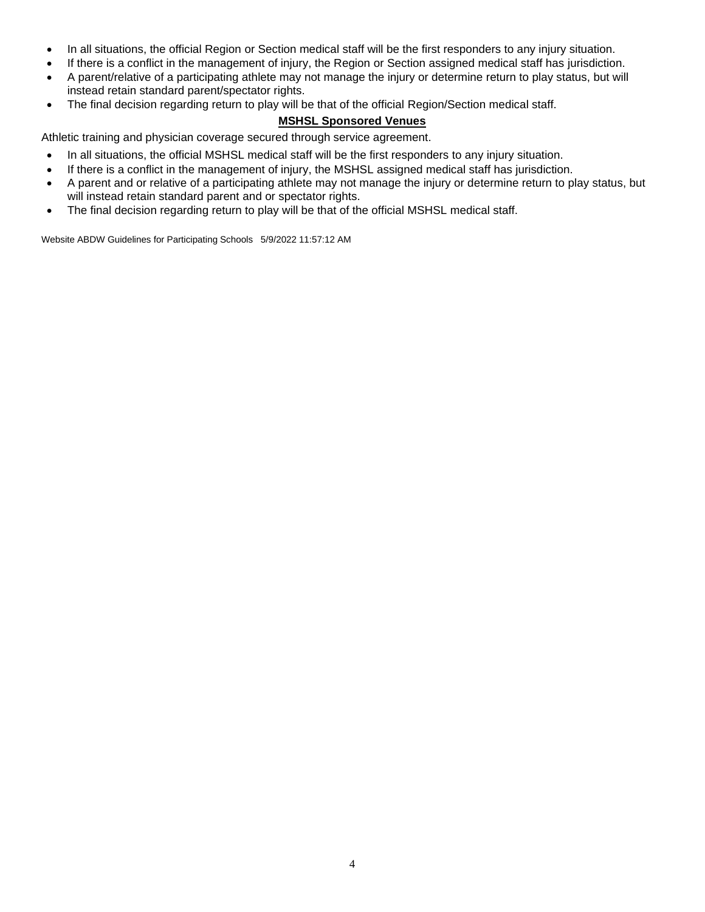- In all situations, the official Region or Section medical staff will be the first responders to any injury situation.
- If there is a conflict in the management of injury, the Region or Section assigned medical staff has jurisdiction.
- A parent/relative of a participating athlete may not manage the injury or determine return to play status, but will instead retain standard parent/spectator rights.
- The final decision regarding return to play will be that of the official Region/Section medical staff.

**MSHSL Sponsored Venues**

Athletic training and physician coverage secured through service agreement.

- In all situations, the official MSHSL medical staff will be the first responders to any injury situation.
- If there is a conflict in the management of injury, the MSHSL assigned medical staff has jurisdiction.
- A parent and or relative of a participating athlete may not manage the injury or determine return to play status, but will instead retain standard parent and or spectator rights.
- The final decision regarding return to play will be that of the official MSHSL medical staff.

Website ABDW Guidelines for Participating Schools 5/9/2022 11:57:12 AM